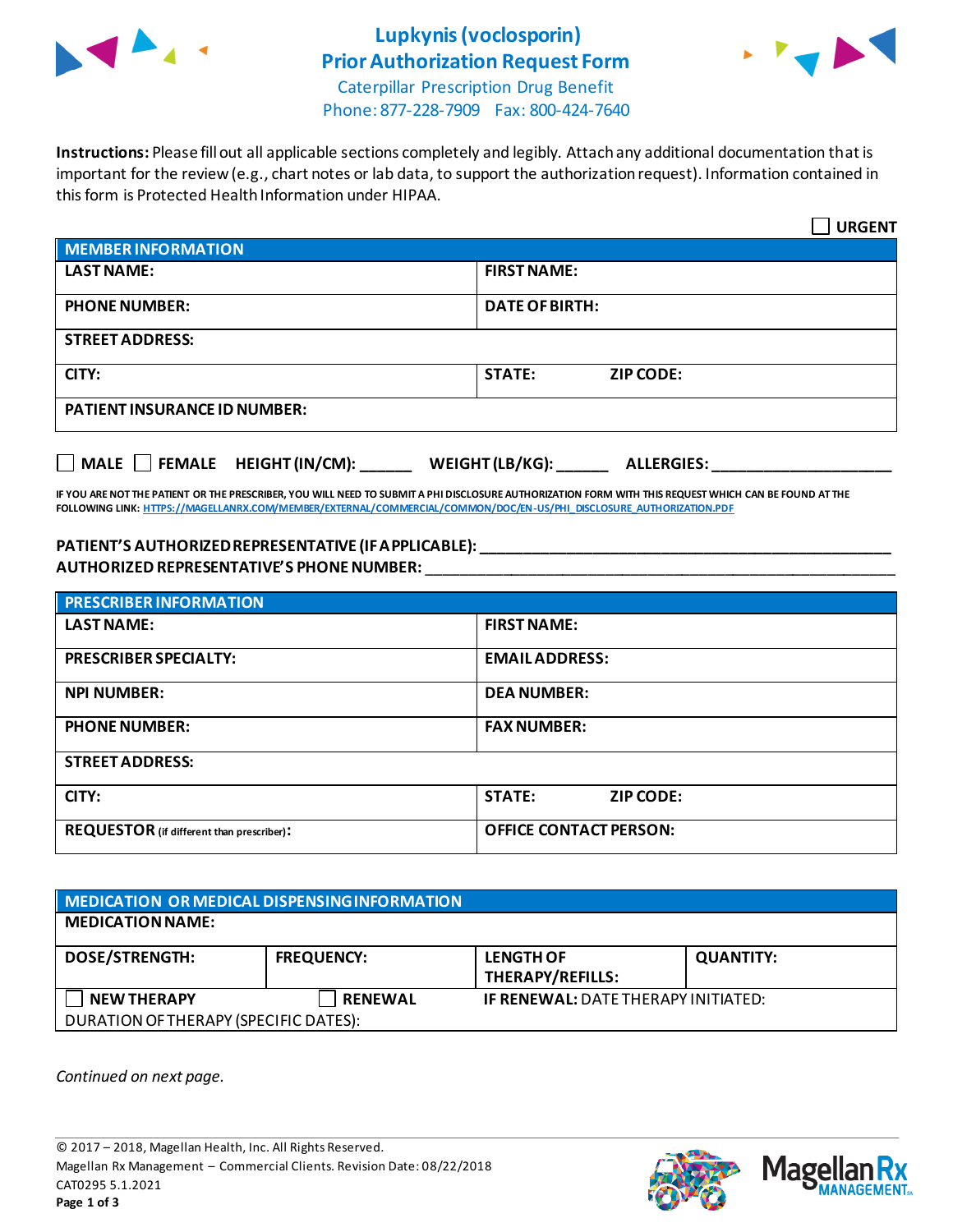# Lupkynis (voclosporin)
# Prior Authorization Request Form

Caterpillar Prescription Drug Benefit
Phone: 877-228-7909 Fax: 800-424-7640

**Instructions:** Please fill out all applicable sections completely and legibly. Attach any additional documentation that is important for the review (e.g., chart notes or lab data, to support the authorization request). Information contained in this form is Protected Health Information under HIPAA.

☐ **URGENT**

| **MEMBER INFORMATION** | |
|---|---|
| **LAST NAME:** | **FIRST NAME:** |
| **PHONE NUMBER:** | **DATE OF BIRTH:** |
| **STREET ADDRESS:** | |
| **CITY:** | **STATE:** **ZIP CODE:** |
| **PATIENT INSURANCE ID NUMBER:** | |

☐ **MALE** ☐ **FEMALE** **HEIGHT (IN/CM):** ______ **WEIGHT (LB/KG):** ______ **ALLERGIES:** ____________________

**IF YOU ARE NOT THE PATIENT OR THE PRESCRIBER, YOU WILL NEED TO SUBMIT A PHI DISCLOSURE AUTHORIZATION FORM WITH THIS REQUEST WHICH CAN BE FOUND AT THE FOLLOWING LINK:** HTTPS://MAGELLANRX.COM/MEMBER/EXTERNAL/COMMERCIAL/COMMON/DOC/EN-US/PHI_DISCLOSURE_AUTHORIZATION.PDF

**PATIENT'S AUTHORIZED REPRESENTATIVE (IF APPLICABLE):** ______________________________________________

**AUTHORIZED REPRESENTATIVE'S PHONE NUMBER:** ______________________________________________

| **PRESCRIBER INFORMATION** | |
|---|---|
| **LAST NAME:** | **FIRST NAME:** |
| **PRESCRIBER SPECIALTY:** | **EMAIL ADDRESS:** |
| **NPI NUMBER:** | **DEA NUMBER:** |
| **PHONE NUMBER:** | **FAX NUMBER:** |
| **STREET ADDRESS:** | |
| **CITY:** | **STATE:** **ZIP CODE:** |
| **REQUESTOR** (if different than prescriber)**:** | **OFFICE CONTACT PERSON:** |

| **MEDICATION OR MEDICAL DISPENSING INFORMATION** | | | |
|---|---|---|---|
| **MEDICATION NAME:** | | | |
| **DOSE/STRENGTH:** | **FREQUENCY:** | **LENGTH OF THERAPY/REFILLS:** | **QUANTITY:** |
| ☐ **NEW THERAPY** | ☐ **RENEWAL** | **IF RENEWAL:** DATE THERAPY INITIATED: | |
| DURATION OF THERAPY (SPECIFIC DATES): | | | |

*Continued on next page.*

© 2017 – 2018, Magellan Health, Inc. All Rights Reserved.
Magellan Rx Management – Commercial Clients. Revision Date: 08/22/2018
CAT0295 5.1.2021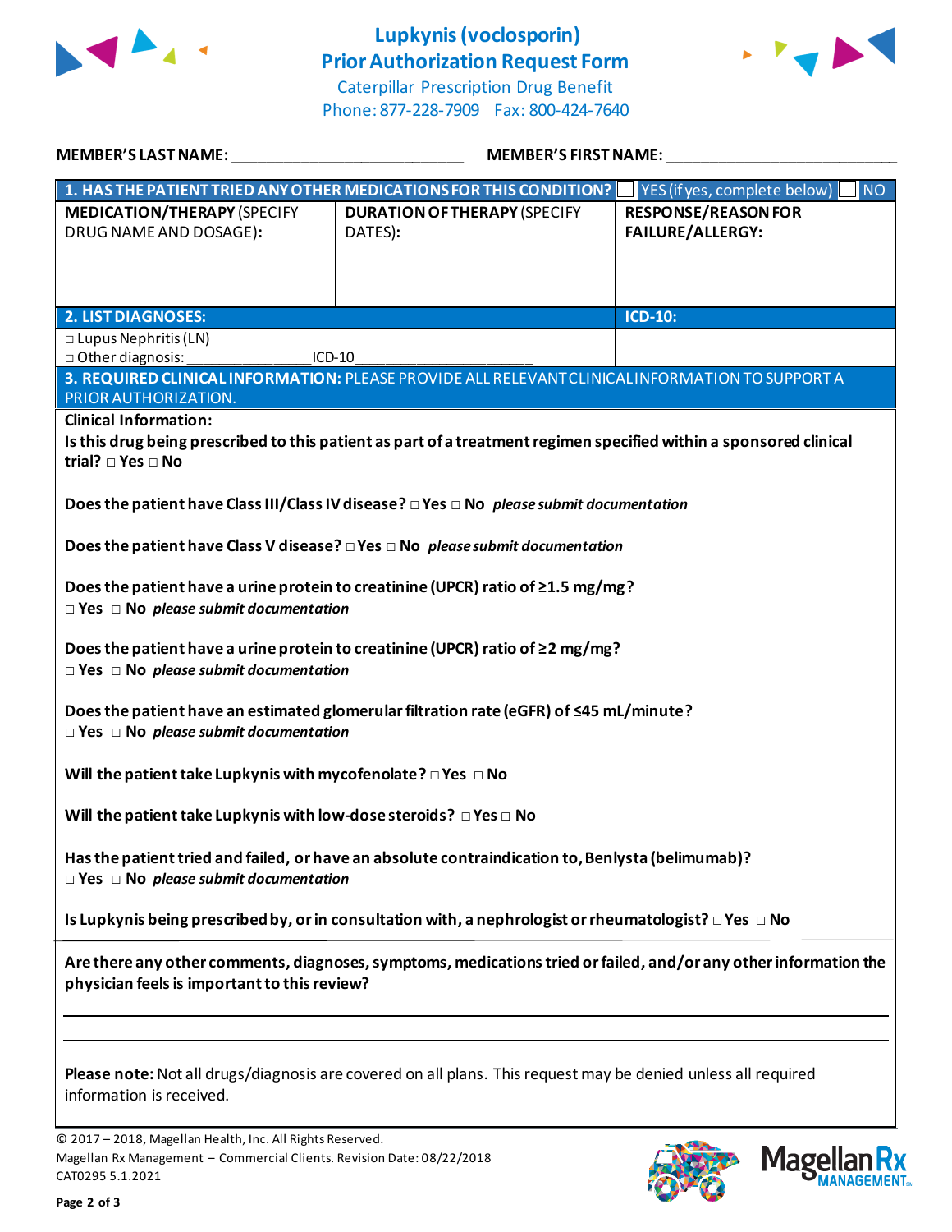# Lupkynis (voclosporin)
# Prior Authorization Request Form

Caterpillar Prescription Drug Benefit
Phone: 877-228-7909 Fax: 800-424-7640

**MEMBER'S LAST NAME:** ___________________________ **MEMBER'S FIRST NAME:** ___________________________

| **1. HAS THE PATIENT TRIED ANY OTHER MEDICATIONS FOR THIS CONDITION?** | | ☐ YES (if yes, complete below) ☐ NO |
|---|---|---|
| **MEDICATION/THERAPY** (SPECIFY DRUG NAME AND DOSAGE): | **DURATION OF THERAPY** (SPECIFY DATES): | **RESPONSE/REASON FOR FAILURE/ALLERGY:** |
| | | |

| **2. LIST DIAGNOSES:** | **ICD-10:** |
|---|---|
| □ Lupus Nephritis (LN)<br>□ Other diagnosis: _______________ICD-10_____________________ | |

**3. REQUIRED CLINICAL INFORMATION:** PLEASE PROVIDE ALL RELEVANT CLINICAL INFORMATION TO SUPPORT A PRIOR AUTHORIZATION.

**Clinical Information:**

**Is this drug being prescribed to this patient as part of a treatment regimen specified within a sponsored clinical trial?** □ **Yes** □ **No**

**Does the patient have Class III/Class IV disease?** □ **Yes** □ **No** ***please submit documentation***

**Does the patient have Class V disease?** □ **Yes** □ **No** ***please submit documentation***

**Does the patient have a urine protein to creatinine (UPCR) ratio of ≥1.5 mg/mg?**
□ **Yes** □ **No** ***please submit documentation***

**Does the patient have a urine protein to creatinine (UPCR) ratio of ≥2 mg/mg?**
□ **Yes** □ **No** ***please submit documentation***

**Does the patient have an estimated glomerular filtration rate (eGFR) of ≤45 mL/minute?**
□ **Yes** □ **No** ***please submit documentation***

**Will the patient take Lupkynis with mycofenolate?** □ **Yes** □ **No**

**Will the patient take Lupkynis with low-dose steroids?** □ **Yes** □ **No**

**Has the patient tried and failed, or have an absolute contraindication to, Benlysta (belimumab)?**
□ **Yes** □ **No** ***please submit documentation***

**Is Lupkynis being prescribed by, or in consultation with, a nephrologist or rheumatologist?** □ **Yes** □ **No**

**Are there any other comments, diagnoses, symptoms, medications tried or failed, and/or any other information the physician feels is important to this review?**

_____________________________________________________________________________

_____________________________________________________________________________

**Please note:** Not all drugs/diagnosis are covered on all plans. This request may be denied unless all required information is received.

© 2017 – 2018, Magellan Health, Inc. All Rights Reserved.
Magellan Rx Management – Commercial Clients. Revision Date: 08/22/2018
CAT0295 5.1.2021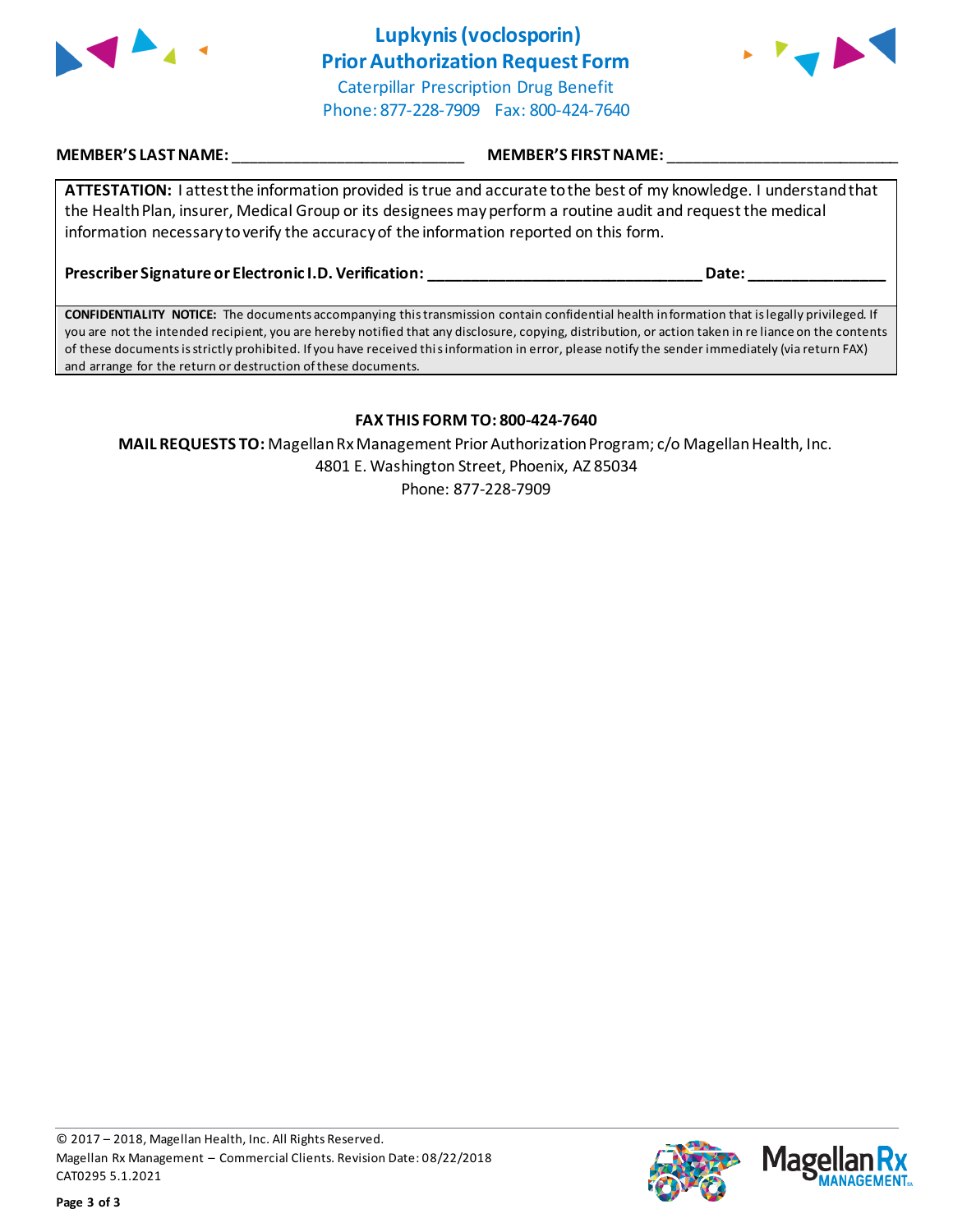# Lupkynis (voclosporin)
# Prior Authorization Request Form

Caterpillar Prescription Drug Benefit
Phone: 877-228-7909 Fax: 800-424-7640

**MEMBER'S LAST NAME:** ___________________________ **MEMBER'S FIRST NAME:** ___________________________

**ATTESTATION:** I attest the information provided is true and accurate to the best of my knowledge. I understand that the Health Plan, insurer, Medical Group or its designees may perform a routine audit and request the medical information necessary to verify the accuracy of the information reported on this form.

**Prescriber Signature or Electronic I.D. Verification:** _______________________________ **Date:** ________________

**CONFIDENTIALITY NOTICE:** The documents accompanying this transmission contain confidential health information that is legally privileged. If you are not the intended recipient, you are hereby notified that any disclosure, copying, distribution, or action taken in reliance on the contents of these documents is strictly prohibited. If you have received this information in error, please notify the sender immediately (via return FAX) and arrange for the return or destruction of these documents.

**FAX THIS FORM TO: 800-424-7640**

**MAIL REQUESTS TO:** Magellan Rx Management Prior Authorization Program; c/o Magellan Health, Inc.
4801 E. Washington Street, Phoenix, AZ 85034
Phone: 877-228-7909

© 2017 – 2018, Magellan Health, Inc. All Rights Reserved.
Magellan Rx Management – Commercial Clients. Revision Date: 08/22/2018
CAT0295 5.1.2021